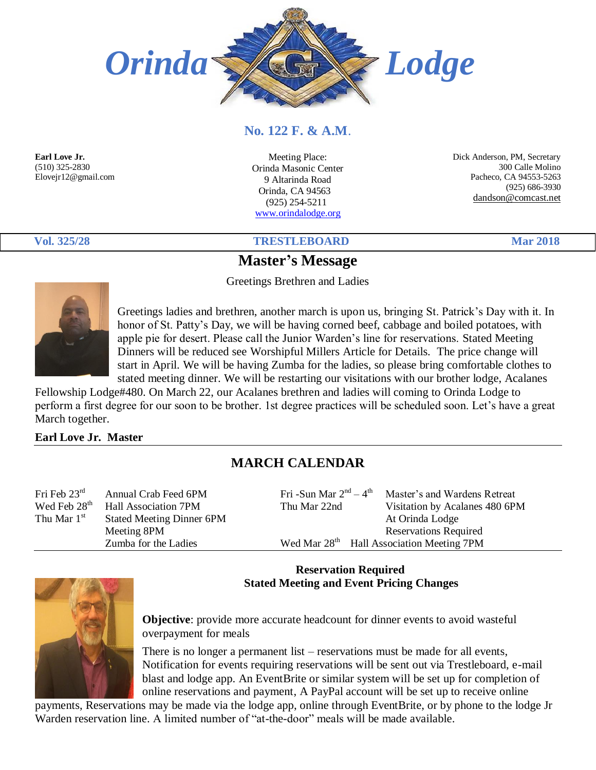# Orinda Lodge

**No. 122 F. & A.M.**

**Earl Love Jr.**
(510) 325-2830
Elovejr12@gmail.com

Meeting Place:
Orinda Masonic Center
9 Altarinda Road
Orinda, CA 94563
(925) 254-5211
www.orindalodge.org

Dick Anderson, PM, Secretary
300 Calle Molino
Pacheco, CA 94553-5263
(925) 686-3930
dandson@comcast.net

**Vol. 325/28** | **TRESTLEBOARD** | **Mar 2018**

## Master's Message

Greetings Brethren and Ladies

Greetings ladies and brethren, another march is upon us, bringing St. Patrick's Day with it. In honor of St. Patty's Day, we will be having corned beef, cabbage and boiled potatoes, with apple pie for desert. Please call the Junior Warden's line for reservations. Stated Meeting Dinners will be reduced see Worshipful Millers Article for Details. The price change will start in April. We will be having Zumba for the ladies, so please bring comfortable clothes to stated meeting dinner. We will be restarting our visitations with our brother lodge, Acalanes Fellowship Lodge#480. On March 22, our Acalanes brethren and ladies will coming to Orinda Lodge to perform a first degree for our soon to be brother. 1st degree practices will be scheduled soon. Let's have a great March together.

**Earl Love Jr. Master**

## MARCH CALENDAR

| | |
|---|---|
| Fri Feb 23rd | Annual Crab Feed 6PM |
| Wed Feb 28th | Hall Association 7PM |
| Thu Mar 1st | Stated Meeting Dinner 6PM |
| | Meeting 8PM |
| | Zumba for the Ladies |
| Fri -Sun Mar 2nd – 4th | Master's and Wardens Retreat |
| Thu Mar 22nd | Visitation by Acalanes 480 6PM |
| | At Orinda Lodge |
| | Reservations Required |
| Wed Mar 28th | Hall Association Meeting 7PM |

**Reservation Required**
**Stated Meeting and Event Pricing Changes**

**Objective**: provide more accurate headcount for dinner events to avoid wasteful overpayment for meals

There is no longer a permanent list – reservations must be made for all events, Notification for events requiring reservations will be sent out via Trestleboard, e-mail blast and lodge app. An EventBrite or similar system will be set up for completion of online reservations and payment, A PayPal account will be set up to receive online payments, Reservations may be made via the lodge app, online through EventBrite, or by phone to the lodge Jr Warden reservation line. A limited number of "at-the-door" meals will be made available.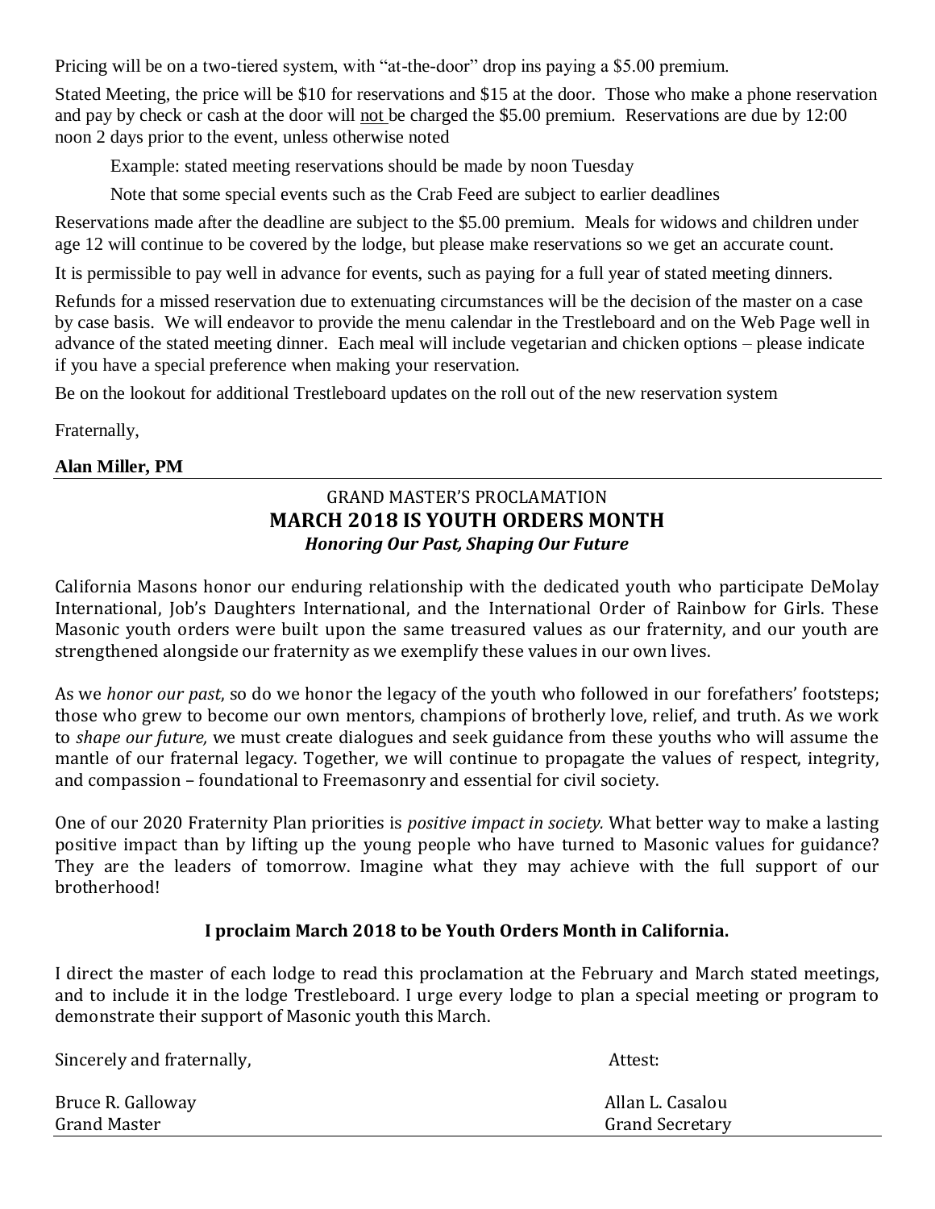Pricing will be on a two-tiered system, with "at-the-door" drop ins paying a $5.00 premium.

Stated Meeting, the price will be $10 for reservations and $15 at the door. Those who make a phone reservation and pay by check or cash at the door will not be charged the $5.00 premium. Reservations are due by 12:00 noon 2 days prior to the event, unless otherwise noted

> Example: stated meeting reservations should be made by noon Tuesday
>
> Note that some special events such as the Crab Feed are subject to earlier deadlines

Reservations made after the deadline are subject to the $5.00 premium. Meals for widows and children under age 12 will continue to be covered by the lodge, but please make reservations so we get an accurate count.

It is permissible to pay well in advance for events, such as paying for a full year of stated meeting dinners.

Refunds for a missed reservation due to extenuating circumstances will be the decision of the master on a case by case basis. We will endeavor to provide the menu calendar in the Trestleboard and on the Web Page well in advance of the stated meeting dinner. Each meal will include vegetarian and chicken options – please indicate if you have a special preference when making your reservation.

Be on the lookout for additional Trestleboard updates on the roll out of the new reservation system

Fraternally,

**Alan Miller, PM**

---

## GRAND MASTER'S PROCLAMATION

## MARCH 2018 IS YOUTH ORDERS MONTH

***Honoring Our Past, Shaping Our Future***

California Masons honor our enduring relationship with the dedicated youth who participate DeMolay International, Job's Daughters International, and the International Order of Rainbow for Girls. These Masonic youth orders were built upon the same treasured values as our fraternity, and our youth are strengthened alongside our fraternity as we exemplify these values in our own lives.

As we *honor our past*, so do we honor the legacy of the youth who followed in our forefathers' footsteps; those who grew to become our own mentors, champions of brotherly love, relief, and truth. As we work to *shape our future,* we must create dialogues and seek guidance from these youths who will assume the mantle of our fraternal legacy. Together, we will continue to propagate the values of respect, integrity, and compassion – foundational to Freemasonry and essential for civil society.

One of our 2020 Fraternity Plan priorities is *positive impact in society.* What better way to make a lasting positive impact than by lifting up the young people who have turned to Masonic values for guidance? They are the leaders of tomorrow. Imagine what they may achieve with the full support of our brotherhood!

**I proclaim March 2018 to be Youth Orders Month in California.**

I direct the master of each lodge to read this proclamation at the February and March stated meetings, and to include it in the lodge Trestleboard. I urge every lodge to plan a special meeting or program to demonstrate their support of Masonic youth this March.

Sincerely and fraternally,

Bruce R. Galloway
Grand Master

Attest:

Allan L. Casalou
Grand Secretary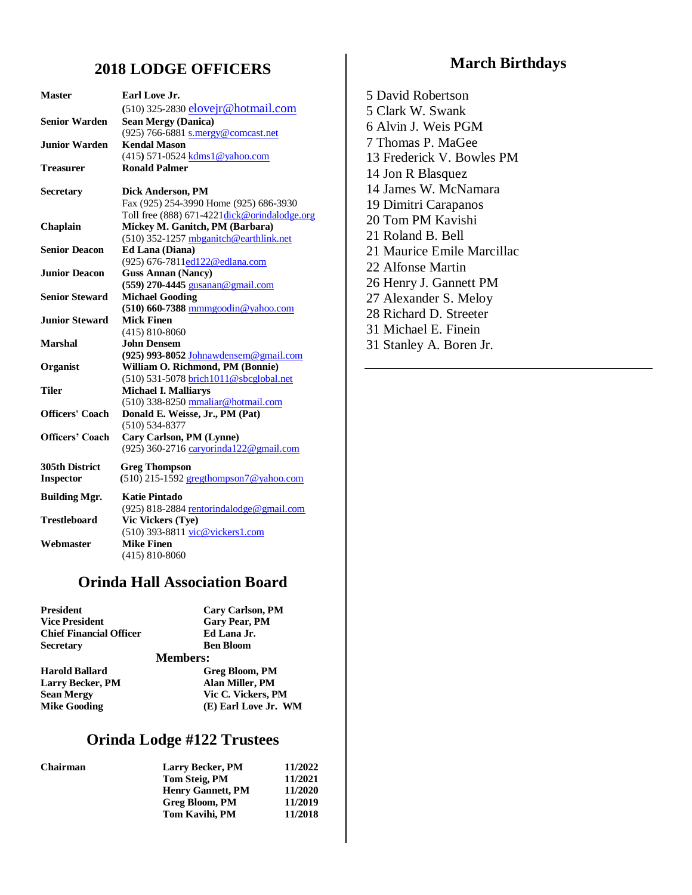## 2018 LODGE OFFICERS

| Office | Name / Contact |
|---|---|
| **Master** | **Earl Love Jr.** (510) 325-2830 elovejr@hotmail.com |
| **Senior Warden** | **Sean Mergy (Danica)** (925) 766-6881 s.mergy@comcast.net |
| **Junior Warden** | **Kendal Mason** (415) 571-0524 kdms1@yahoo.com |
| **Treasurer** | **Ronald Palmer** |
| **Secretary** | **Dick Anderson, PM** Fax (925) 254-3990 Home (925) 686-3930 Toll free (888) 671-4221dick@orindalodge.org |
| **Chaplain** | **Mickey M. Ganitch, PM (Barbara)** (510) 352-1257 mbganitch@earthlink.net |
| **Senior Deacon** | **Ed Lana (Diana)** (925) 676-7811ed122@edlana.com |
| **Junior Deacon** | **Guss Annan (Nancy)** **(559) 270-4445** gusanan@gmail.com |
| **Senior Steward** | **Michael Gooding** **(510) 660-7388** mmmgoodin@yahoo.com |
| **Junior Steward** | **Mick Finen** (415) 810-8060 |
| **Marshal** | **John Densem** **(925) 993-8052** Johnawdensem@gmail.com |
| **Organist** | **William O. Richmond, PM (Bonnie)** (510) 531-5078 brich1011@sbcglobal.net |
| **Tiler** | **Michael I. Malliarys** (510) 338-8250 mmaliar@hotmail.com |
| **Officers' Coach** | **Donald E. Weisse, Jr., PM (Pat)** (510) 534-8377 |
| **Officers' Coach** | **Cary Carlson, PM (Lynne)** (925) 360-2716 caryorinda122@gmail.com |
| **305th District Inspector** | **Greg Thompson** (510) 215-1592 gregthompson7@yahoo.com |
| **Building Mgr.** | **Katie Pintado** (925) 818-2884 rentorindalodge@gmail.com |
| **Trestleboard** | **Vic Vickers (Tye)** (510) 393-8811 vic@vickers1.com |
| **Webmaster** | **Mike Finen** (415) 810-8060 |

## Orinda Hall Association Board

| | |
|---|---|
| **President** | **Cary Carlson, PM** |
| **Vice President** | **Gary Pear, PM** |
| **Chief Financial Officer** | **Ed Lana Jr.** |
| **Secretary** | **Ben Bloom** |

**Members:**

| | |
|---|---|
| **Harold Ballard** | **Greg Bloom, PM** |
| **Larry Becker, PM** | **Alan Miller, PM** |
| **Sean Mergy** | **Vic C. Vickers, PM** |
| **Mike Gooding** | **(E) Earl Love Jr. WM** |

## Orinda Lodge #122 Trustees

| | | |
|---|---|---|
| **Chairman** | **Larry Becker, PM** | **11/2022** |
| | **Tom Steig, PM** | **11/2021** |
| | **Henry Gannett, PM** | **11/2020** |
| | **Greg Bloom, PM** | **11/2019** |
| | **Tom Kavihi, PM** | **11/2018** |

## March Birthdays

5 David Robertson
5 Clark W. Swank
6 Alvin J. Weis PGM
7 Thomas P. MaGee
13 Frederick V. Bowles PM
14 Jon R Blasquez
14 James W. McNamara
19 Dimitri Carapanos
20 Tom PM Kavishi
21 Roland B. Bell
21 Maurice Emile Marcillac
22 Alfonse Martin
26 Henry J. Gannett PM
27 Alexander S. Meloy
28 Richard D. Streeter
31 Michael E. Finein
31 Stanley A. Boren Jr.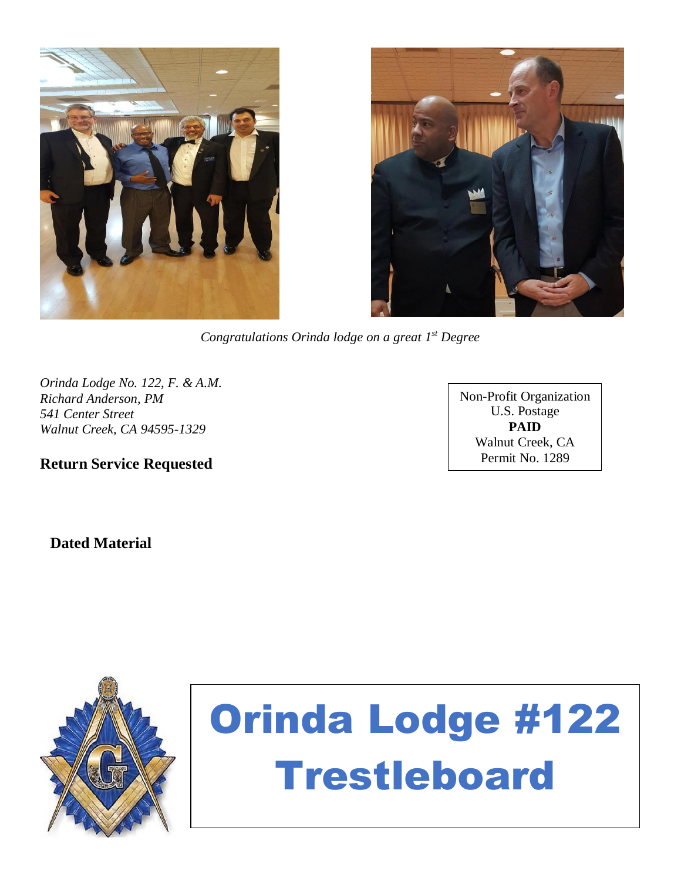*Congratulations Orinda lodge on a great 1st Degree*

*Orinda Lodge No. 122, F. & A.M.*
*Richard Anderson, PM*
*541 Center Street*
*Walnut Creek, CA 94595-1329*

| |
|---|
| Non-Profit Organization<br>U.S. Postage<br>**PAID**<br>Walnut Creek, CA<br>Permit No. 1289 |

**Return Service Requested**

**Dated Material**

# Orinda Lodge #122 Trestleboard